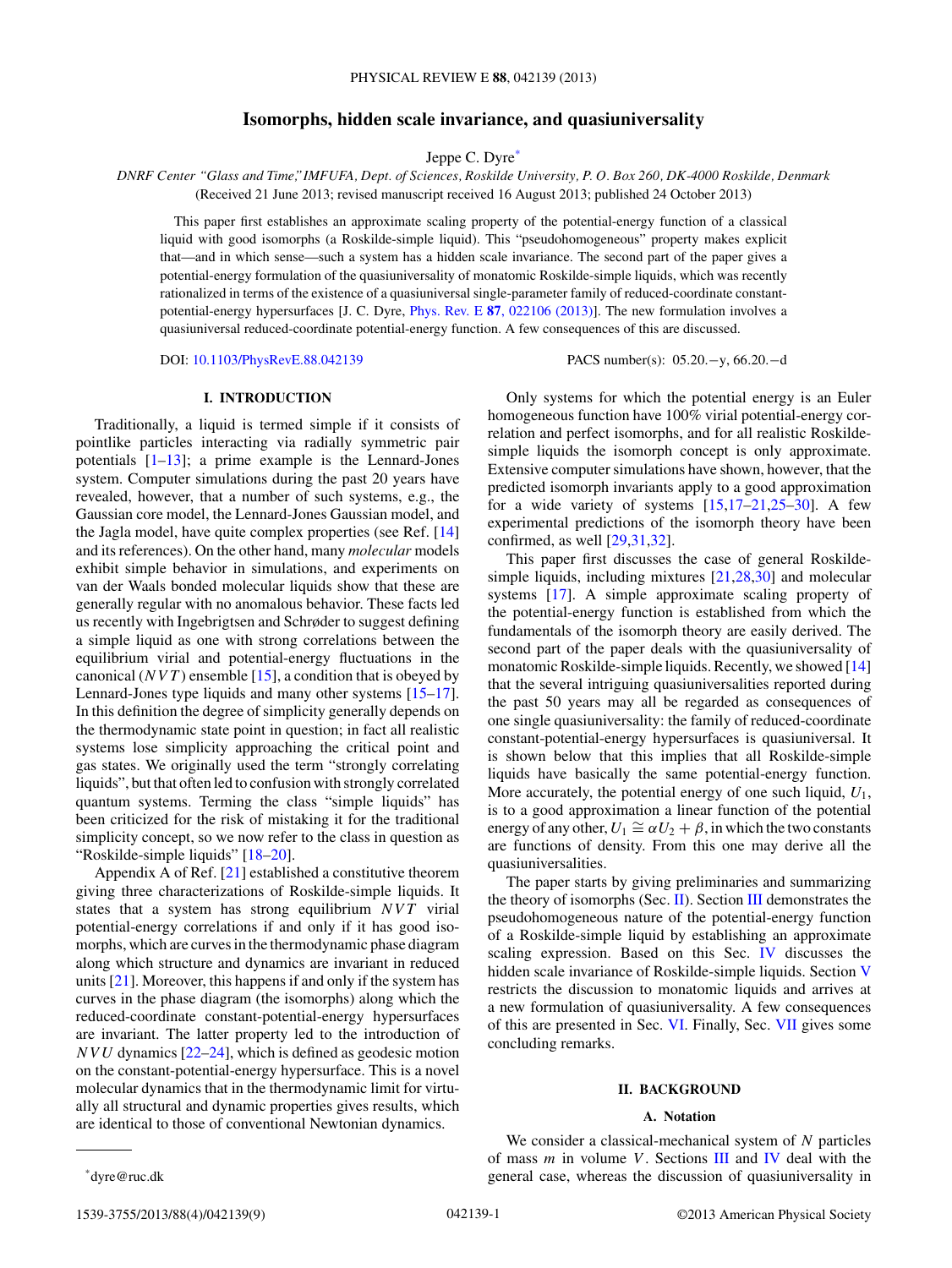# Isomorphs, hidden scale invariance, and quasiuniversality

Jeppe C. Dyre*

*DNRF Center "Glass and Time," IMFUFA, Dept. of Sciences, Roskilde University, P. O. Box 260, DK-4000 Roskilde, Denmark*

(Received 21 June 2013; revised manuscript received 16 August 2013; published 24 October 2013)

This paper first establishes an approximate scaling property of the potential-energy function of a classical liquid with good isomorphs (a Roskilde-simple liquid). This "pseudohomogeneous" property makes explicit that—and in which sense—such a system has a hidden scale invariance. The second part of the paper gives a potential-energy formulation of the quasiuniversality of monatomic Roskilde-simple liquids, which was recently rationalized in terms of the existence of a quasiuniversal single-parameter family of reduced-coordinate constant-potential-energy hypersurfaces [J. C. Dyre, Phys. Rev. E **87**, 022106 (2013)]. The new formulation involves a quasiuniversal reduced-coordinate potential-energy function. A few consequences of this are discussed.

DOI: 10.1103/PhysRevE.88.042139 PACS number(s): 05.20.−y, 66.20.−d

## I. INTRODUCTION

Traditionally, a liquid is termed simple if it consists of pointlike particles interacting via radially symmetric pair potentials [1–13]; a prime example is the Lennard-Jones system. Computer simulations during the past 20 years have revealed, however, that a number of such systems, e.g., the Gaussian core model, the Lennard-Jones Gaussian model, and the Jagla model, have quite complex properties (see Ref. [14] and its references). On the other hand, many *molecular* models exhibit simple behavior in simulations, and experiments on van der Waals bonded molecular liquids show that these are generally regular with no anomalous behavior. These facts led us recently with Ingebrigtsen and Schrøder to suggest defining a simple liquid as one with strong correlations between the equilibrium virial and potential-energy fluctuations in the canonical ($NVT$) ensemble [15], a condition that is obeyed by Lennard-Jones type liquids and many other systems [15–17]. In this definition the degree of simplicity generally depends on the thermodynamic state point in question; in fact all realistic systems lose simplicity approaching the critical point and gas states. We originally used the term "strongly correlating liquids", but that often led to confusion with strongly correlated quantum systems. Terming the class "simple liquids" has been criticized for the risk of mistaking it for the traditional simplicity concept, so we now refer to the class in question as "Roskilde-simple liquids" [18–20].

Appendix A of Ref. [21] established a constitutive theorem giving three characterizations of Roskilde-simple liquids. It states that a system has strong equilibrium $NVT$ virial potential-energy correlations if and only if it has good isomorphs, which are curves in the thermodynamic phase diagram along which structure and dynamics are invariant in reduced units [21]. Moreover, this happens if and only if the system has curves in the phase diagram (the isomorphs) along which the reduced-coordinate constant-potential-energy hypersurfaces are invariant. The latter property led to the introduction of $NVU$ dynamics [22–24], which is defined as geodesic motion on the constant-potential-energy hypersurface. This is a novel molecular dynamics that in the thermodynamic limit for virtually all structural and dynamic properties gives results, which are identical to those of conventional Newtonian dynamics.

Only systems for which the potential energy is an Euler homogeneous function have 100% virial potential-energy correlation and perfect isomorphs, and for all realistic Roskilde-simple liquids the isomorph concept is only approximate. Extensive computer simulations have shown, however, that the predicted isomorph invariants apply to a good approximation for a wide variety of systems [15,17–21,25–30]. A few experimental predictions of the isomorph theory have been confirmed, as well [29,31,32].

This paper first discusses the case of general Roskilde-simple liquids, including mixtures [21,28,30] and molecular systems [17]. A simple approximate scaling property of the potential-energy function is established from which the fundamentals of the isomorph theory are easily derived. The second part of the paper deals with the quasiuniversality of monatomic Roskilde-simple liquids. Recently, we showed [14] that the several intriguing quasiuniversalities reported during the past 50 years may all be regarded as consequences of one single quasiuniversality: the family of reduced-coordinate constant-potential-energy hypersurfaces is quasiuniversal. It is shown below that this implies that all Roskilde-simple liquids have basically the same potential-energy function. More accurately, the potential energy of one such liquid, $U_1$, is to a good approximation a linear function of the potential energy of any other, $U_1 \cong \alpha U_2 + \beta$, in which the two constants are functions of density. From this one may derive all the quasiuniversalities.

The paper starts by giving preliminaries and summarizing the theory of isomorphs (Sec. II). Section III demonstrates the pseudohomogeneous nature of the potential-energy function of a Roskilde-simple liquid by establishing an approximate scaling expression. Based on this Sec. IV discusses the hidden scale invariance of Roskilde-simple liquids. Section V restricts the discussion to monatomic liquids and arrives at a new formulation of quasiuniversality. A few consequences of this are presented in Sec. VI. Finally, Sec. VII gives some concluding remarks.

## II. BACKGROUND

### A. Notation

We consider a classical-mechanical system of $N$ particles of mass $m$ in volume $V$. Sections III and IV deal with the general case, whereas the discussion of quasiuniversality in

*dyre@ruc.dk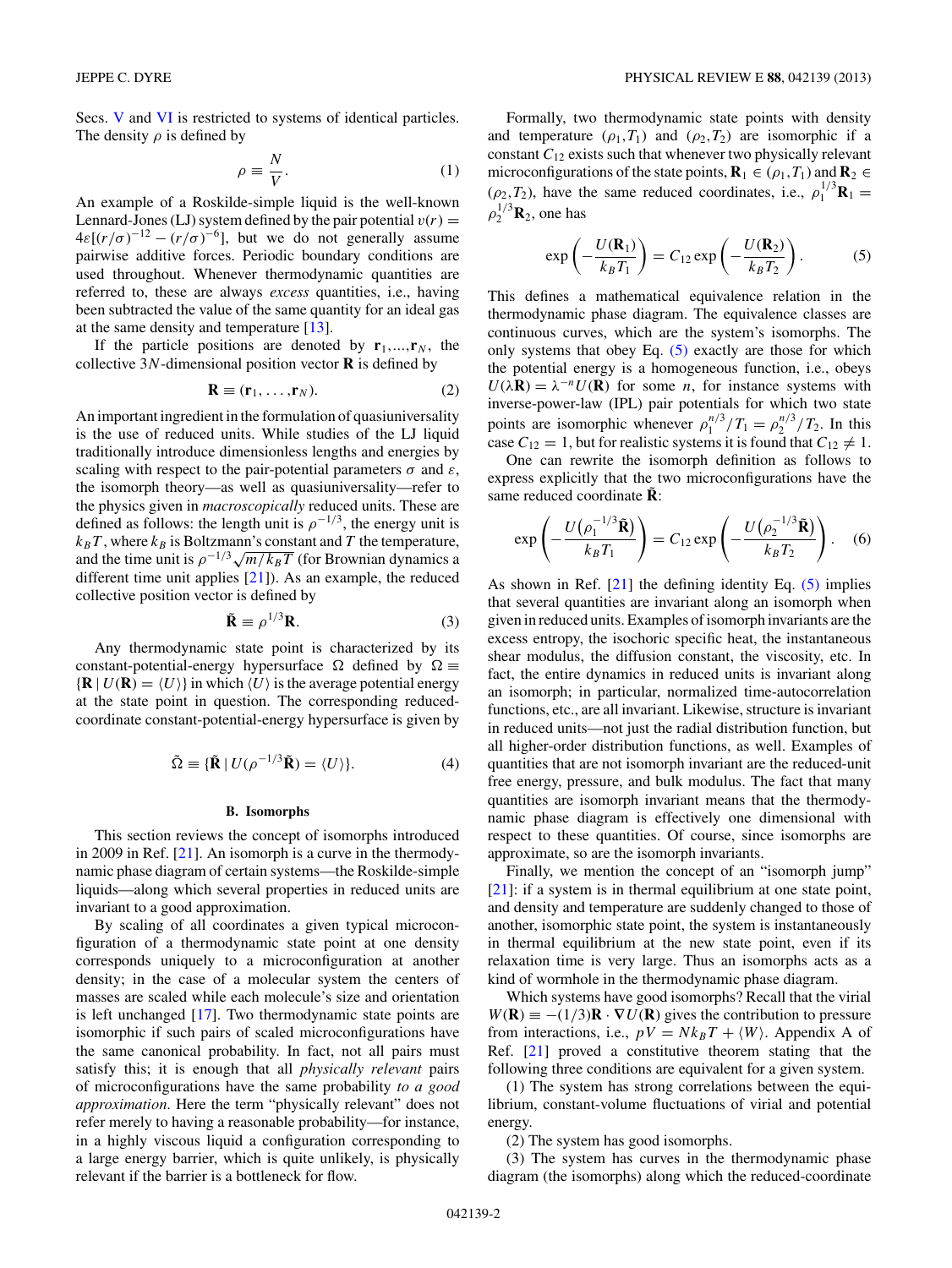Secs. V and VI is restricted to systems of identical particles. The density $\rho$ is defined by

$$\rho \equiv \frac{N}{V}. \tag{1}$$

An example of a Roskilde-simple liquid is the well-known Lennard-Jones (LJ) system defined by the pair potential $v(r) = 4\varepsilon[(r/\sigma)^{-12} - (r/\sigma)^{-6}]$, but we do not generally assume pairwise additive forces. Periodic boundary conditions are used throughout. Whenever thermodynamic quantities are referred to, these are always *excess* quantities, i.e., having been subtracted the value of the same quantity for an ideal gas at the same density and temperature [13].

If the particle positions are denoted by $\mathbf{r}_1,\ldots,\mathbf{r}_N$, the collective $3N$-dimensional position vector $\mathbf{R}$ is defined by

$$\mathbf{R} \equiv (\mathbf{r}_1, \ldots, \mathbf{r}_N). \tag{2}$$

An important ingredient in the formulation of quasiuniversality is the use of reduced units. While studies of the LJ liquid traditionally introduce dimensionless lengths and energies by scaling with respect to the pair-potential parameters $\sigma$ and $\varepsilon$, the isomorph theory—as well as quasiuniversality—refer to the physics given in *macroscopically* reduced units. These are defined as follows: the length unit is $\rho^{-1/3}$, the energy unit is $k_BT$, where $k_B$ is Boltzmann's constant and $T$ the temperature, and the time unit is $\rho^{-1/3}\sqrt{m/k_BT}$ (for Brownian dynamics a different time unit applies [21]). As an example, the reduced collective position vector is defined by

$$\tilde{\mathbf{R}} \equiv \rho^{1/3}\mathbf{R}. \tag{3}$$

Any thermodynamic state point is characterized by its constant-potential-energy hypersurface $\Omega \equiv \{\mathbf{R} \mid U(\mathbf{R}) = \langle U\rangle\}$ in which $\langle U\rangle$ is the average potential energy at the state point in question. The corresponding reduced-coordinate constant-potential-energy hypersurface is given by

$$\tilde{\Omega} \equiv \{\tilde{\mathbf{R}} \mid U(\rho^{-1/3}\tilde{\mathbf{R}}) = \langle U\rangle\}. \tag{4}$$

### B. Isomorphs

This section reviews the concept of isomorphs introduced in 2009 in Ref. [21]. An isomorph is a curve in the thermodynamic phase diagram of certain systems—the Roskilde-simple liquids—along which several properties in reduced units are invariant to a good approximation.

By scaling of all coordinates a given typical microconfiguration of a thermodynamic state point at one density corresponds uniquely to a microconfiguration at another density; in the case of a molecular system the centers of masses are scaled while each molecule's size and orientation is left unchanged [17]. Two thermodynamic state points are isomorphic if such pairs of scaled microconfigurations have the same canonical probability. In fact, not all pairs must satisfy this; it is enough that all *physically relevant* pairs of microconfigurations have the same probability *to a good approximation*. Here the term "physically relevant" does not refer merely to having a reasonable probability—for instance, in a highly viscous liquid a configuration corresponding to a large energy barrier, which is quite unlikely, is physically relevant if the barrier is a bottleneck for flow.

Formally, two thermodynamic state points with density and temperature $(\rho_1,T_1)$ and $(\rho_2,T_2)$ are isomorphic if a constant $C_{12}$ exists such that whenever two physically relevant microconfigurations of the state points, $\mathbf{R}_1 \in (\rho_1,T_1)$ and $\mathbf{R}_2 \in (\rho_2,T_2)$, have the same reduced coordinates, i.e., $\rho_1^{1/3}\mathbf{R}_1 = \rho_2^{1/3}\mathbf{R}_2$, one has

$$\exp\left(-\frac{U(\mathbf{R}_1)}{k_BT_1}\right) = C_{12}\exp\left(-\frac{U(\mathbf{R}_2)}{k_BT_2}\right). \tag{5}$$

This defines a mathematical equivalence relation in the thermodynamic phase diagram. The equivalence classes are continuous curves, which are the system's isomorphs. The only systems that obey Eq. (5) exactly are those for which the potential energy is a homogeneous function, i.e., obeys $U(\lambda\mathbf{R}) = \lambda^{-n}U(\mathbf{R})$ for some $n$, for instance systems with inverse-power-law (IPL) pair potentials for which two state points are isomorphic whenever $\rho_1^{n/3}/T_1 = \rho_2^{n/3}/T_2$. In this case $C_{12} = 1$, but for realistic systems it is found that $C_{12} \neq 1$.

One can rewrite the isomorph definition as follows to express explicitly that the two microconfigurations have the same reduced coordinate $\tilde{\mathbf{R}}$:

$$\exp\left(-\frac{U\left(\rho_1^{-1/3}\tilde{\mathbf{R}}\right)}{k_BT_1}\right) = C_{12}\exp\left(-\frac{U\left(\rho_2^{-1/3}\tilde{\mathbf{R}}\right)}{k_BT_2}\right). \tag{6}$$

As shown in Ref. [21] the defining identity Eq. (5) implies that several quantities are invariant along an isomorph when given in reduced units. Examples of isomorph invariants are the excess entropy, the isochoric specific heat, the instantaneous shear modulus, the diffusion constant, the viscosity, etc. In fact, the entire dynamics in reduced units is invariant along an isomorph; in particular, normalized time-autocorrelation functions, etc., are all invariant. Likewise, structure is invariant in reduced units—not just the radial distribution function, but all higher-order distribution functions, as well. Examples of quantities that are not isomorph invariant are the reduced-unit free energy, pressure, and bulk modulus. The fact that many quantities are isomorph invariant means that the thermodynamic phase diagram is effectively one dimensional with respect to these quantities. Of course, since isomorphs are approximate, so are the isomorph invariants.

Finally, we mention the concept of an "isomorph jump" [21]: if a system is in thermal equilibrium at one state point, and density and temperature are suddenly changed to those of another, isomorphic state point, the system is instantaneously in thermal equilibrium at the new state point, even if its relaxation time is very large. Thus an isomorphs acts as a kind of wormhole in the thermodynamic phase diagram.

Which systems have good isomorphs? Recall that the virial $W(\mathbf{R}) \equiv -(1/3)\mathbf{R}\cdot\nabla U(\mathbf{R})$ gives the contribution to pressure from interactions, i.e., $pV = Nk_BT + \langle W\rangle$. Appendix A of Ref. [21] proved a constitutive theorem stating that the following three conditions are equivalent for a given system.

(1) The system has strong correlations between the equilibrium, constant-volume fluctuations of virial and potential energy.

(2) The system has good isomorphs.

(3) The system has curves in the thermodynamic phase diagram (the isomorphs) along which the reduced-coordinate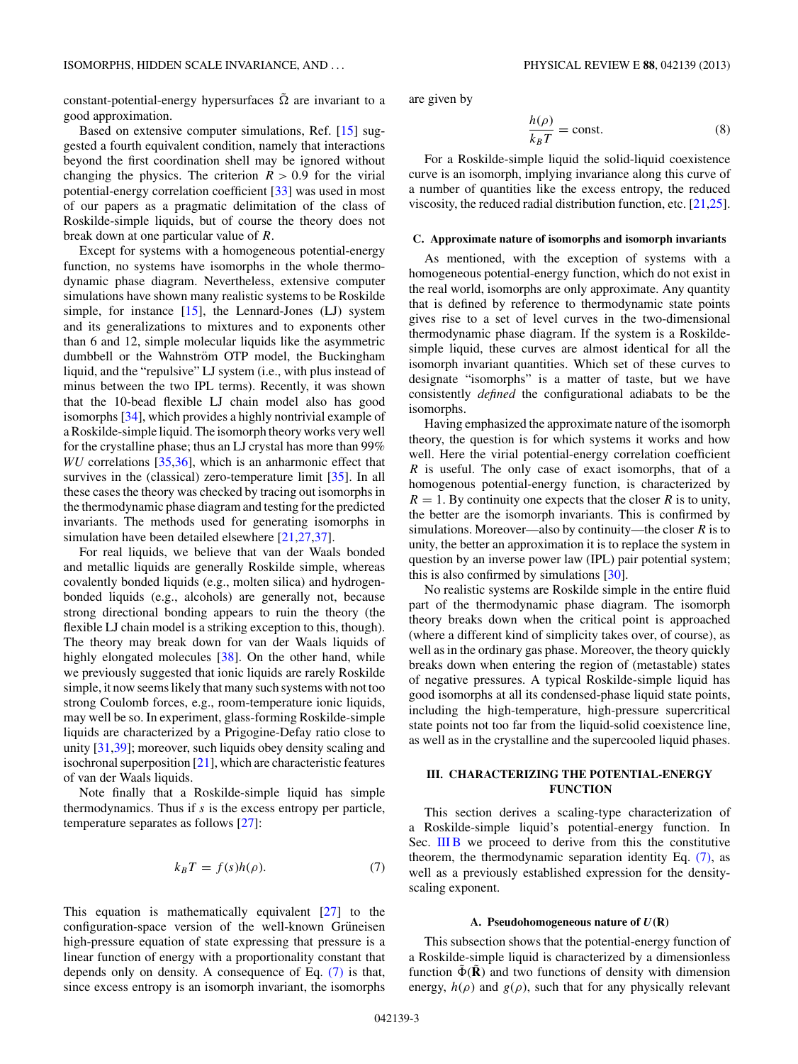constant-potential-energy hypersurfaces $\tilde{\Omega}$ are invariant to a good approximation.

Based on extensive computer simulations, Ref. [15] suggested a fourth equivalent condition, namely that interactions beyond the first coordination shell may be ignored without changing the physics. The criterion $R > 0.9$ for the virial potential-energy correlation coefficient [33] was used in most of our papers as a pragmatic delimitation of the class of Roskilde-simple liquids, but of course the theory does not break down at one particular value of $R$.

Except for systems with a homogeneous potential-energy function, no systems have isomorphs in the whole thermodynamic phase diagram. Nevertheless, extensive computer simulations have shown many realistic systems to be Roskilde simple, for instance [15], the Lennard-Jones (LJ) system and its generalizations to mixtures and to exponents other than 6 and 12, simple molecular liquids like the asymmetric dumbbell or the Wahnström OTP model, the Buckingham liquid, and the "repulsive" LJ system (i.e., with plus instead of minus between the two IPL terms). Recently, it was shown that the 10-bead flexible LJ chain model also has good isomorphs [34], which provides a highly nontrivial example of a Roskilde-simple liquid. The isomorph theory works very well for the crystalline phase; thus an LJ crystal has more than 99% *WU* correlations [35,36], which is an anharmonic effect that survives in the (classical) zero-temperature limit [35]. In all these cases the theory was checked by tracing out isomorphs in the thermodynamic phase diagram and testing for the predicted invariants. The methods used for generating isomorphs in simulation have been detailed elsewhere [21,27,37].

For real liquids, we believe that van der Waals bonded and metallic liquids are generally Roskilde simple, whereas covalently bonded liquids (e.g., molten silica) and hydrogen-bonded liquids (e.g., alcohols) are generally not, because strong directional bonding appears to ruin the theory (the flexible LJ chain model is a striking exception to this, though). The theory may break down for van der Waals liquids of highly elongated molecules [38]. On the other hand, while we previously suggested that ionic liquids are rarely Roskilde simple, it now seems likely that many such systems with not too strong Coulomb forces, e.g., room-temperature ionic liquids, may well be so. In experiment, glass-forming Roskilde-simple liquids are characterized by a Prigogine-Defay ratio close to unity [31,39]; moreover, such liquids obey density scaling and isochronal superposition [21], which are characteristic features of van der Waals liquids.

Note finally that a Roskilde-simple liquid has simple thermodynamics. Thus if $s$ is the excess entropy per particle, temperature separates as follows [27]:

$$k_B T = f(s)h(\rho). \tag{7}$$

This equation is mathematically equivalent [27] to the configuration-space version of the well-known Grüneisen high-pressure equation of state expressing that pressure is a linear function of energy with a proportionality constant that depends only on density. A consequence of Eq. (7) is that, since excess entropy is an isomorph invariant, the isomorphs are given by

$$\frac{h(\rho)}{k_B T} = \text{const.} \tag{8}$$

For a Roskilde-simple liquid the solid-liquid coexistence curve is an isomorph, implying invariance along this curve of a number of quantities like the excess entropy, the reduced viscosity, the reduced radial distribution function, etc. [21,25].

### C. Approximate nature of isomorphs and isomorph invariants

As mentioned, with the exception of systems with a homogeneous potential-energy function, which do not exist in the real world, isomorphs are only approximate. Any quantity that is defined by reference to thermodynamic state points gives rise to a set of level curves in the two-dimensional thermodynamic phase diagram. If the system is a Roskilde-simple liquid, these curves are almost identical for all the isomorph invariant quantities. Which set of these curves to designate "isomorphs" is a matter of taste, but we have consistently *defined* the configurational adiabats to be the isomorphs.

Having emphasized the approximate nature of the isomorph theory, the question is for which systems it works and how well. Here the virial potential-energy correlation coefficient $R$ is useful. The only case of exact isomorphs, that of a homogeneous potential-energy function, is characterized by $R = 1$. By continuity one expects that the closer $R$ is to unity, the better are the isomorph invariants. This is confirmed by simulations. Moreover—also by continuity—the closer $R$ is to unity, the better an approximation it is to replace the system in question by an inverse power law (IPL) pair potential system; this is also confirmed by simulations [30].

No realistic systems are Roskilde simple in the entire fluid part of the thermodynamic phase diagram. The isomorph theory breaks down when the critical point is approached (where a different kind of simplicity takes over, of course), as well as in the ordinary gas phase. Moreover, the theory quickly breaks down when entering the region of (metastable) states of negative pressures. A typical Roskilde-simple liquid has good isomorphs at all its condensed-phase liquid state points, including the high-temperature, high-pressure supercritical state points not too far from the liquid-solid coexistence line, as well as in the crystalline and the supercooled liquid phases.

## III. CHARACTERIZING THE POTENTIAL-ENERGY FUNCTION

This section derives a scaling-type characterization of a Roskilde-simple liquid's potential-energy function. In Sec. III B we proceed to derive from this the constitutive theorem, the thermodynamic separation identity Eq. (7), as well as a previously established expression for the density-scaling exponent.

### A. Pseudohomogeneous nature of $U(\mathbf{R})$

This subsection shows that the potential-energy function of a Roskilde-simple liquid is characterized by a dimensionless function $\tilde{\Phi}(\tilde{\mathbf{R}})$ and two functions of density with dimension energy, $h(\rho)$ and $g(\rho)$, such that for any physically relevant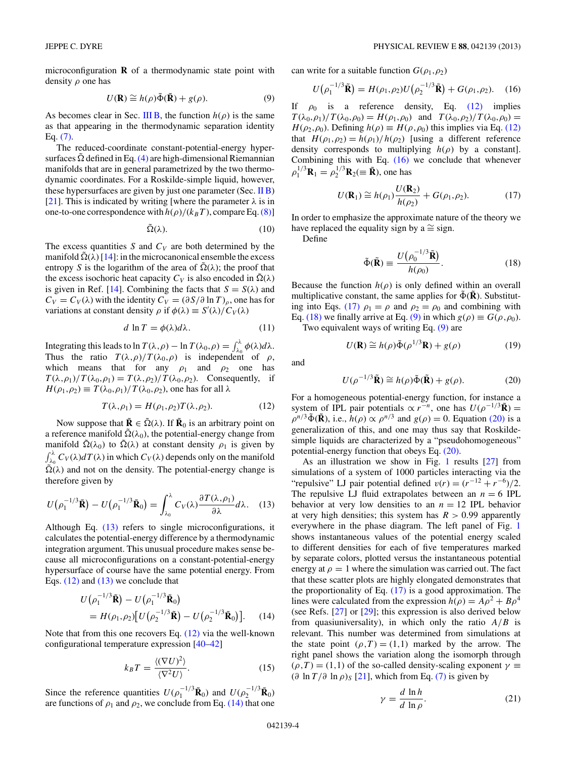microconfiguration $\mathbf{R}$ of a thermodynamic state point with density $\rho$ one has

$$U(\mathbf{R}) \cong h(\rho)\tilde{\Phi}(\tilde{\mathbf{R}}) + g(\rho). \tag{9}$$

As becomes clear in Sec. III B, the function $h(\rho)$ is the same as that appearing in the thermodynamic separation identity Eq. (7).

The reduced-coordinate constant-potential-energy hypersurfaces $\tilde{\Omega}$ defined in Eq. (4) are high-dimensional Riemannian manifolds that are in general parametrized by the two thermodynamic coordinates. For a Roskilde-simple liquid, however, these hypersurfaces are given by just one parameter (Sec. II B) [21]. This is indicated by writing [where the parameter $\lambda$ is in one-to-one correspondence with $h(\rho)/(k_BT)$, compare Eq. (8)]

$$\tilde{\Omega}(\lambda). \tag{10}$$

The excess quantities $S$ and $C_V$ are both determined by the manifold $\tilde{\Omega}(\lambda)$ [14]: in the microcanonical ensemble the excess entropy $S$ is the logarithm of the area of $\tilde{\Omega}(\lambda)$; the proof that the excess isochoric heat capacity $C_V$ is also encoded in $\tilde{\Omega}(\lambda)$ is given in Ref. [14]. Combining the facts that $S = S(\lambda)$ and $C_V = C_V(\lambda)$ with the identity $C_V = (\partial S/\partial \ln T)_\rho$, one has for variations at constant density $\rho$ if $\phi(\lambda) \equiv S'(\lambda)/C_V(\lambda)$

$$d\ln T = \phi(\lambda)d\lambda. \tag{11}$$

Integrating this leads to $\ln T(\lambda,\rho) - \ln T(\lambda_0,\rho) = \int_{\lambda_0}^{\lambda}\phi(\lambda)d\lambda$. Thus the ratio $T(\lambda,\rho)/T(\lambda_0,\rho)$ is independent of $\rho$, which means that for any $\rho_1$ and $\rho_2$ one has $T(\lambda,\rho_1)/T(\lambda_0,\rho_1) = T(\lambda,\rho_2)/T(\lambda_0,\rho_2)$. Consequently, if $H(\rho_1,\rho_2) \equiv T(\lambda_0,\rho_1)/T(\lambda_0,\rho_2)$, one has for all $\lambda$

$$T(\lambda,\rho_1) = H(\rho_1,\rho_2)T(\lambda,\rho_2). \tag{12}$$

Now suppose that $\tilde{\mathbf{R}} \in \tilde{\Omega}(\lambda)$. If $\tilde{\mathbf{R}}_0$ is an arbitrary point on a reference manifold $\tilde{\Omega}(\lambda_0)$, the potential-energy change from manifold $\tilde{\Omega}(\lambda_0)$ to $\tilde{\Omega}(\lambda)$ at constant density $\rho_1$ is given by $\int_{\lambda_0}^{\lambda} C_V(\lambda)dT(\lambda)$ in which $C_V(\lambda)$ depends only on the manifold $\tilde{\Omega}(\lambda)$ and not on the density. The potential-energy change is therefore given by

$$U\big(\rho_1^{-1/3}\tilde{\mathbf{R}}\big) - U\big(\rho_1^{-1/3}\tilde{\mathbf{R}}_0\big) = \int_{\lambda_0}^{\lambda} C_V(\lambda)\frac{\partial T(\lambda,\rho_1)}{\partial\lambda}d\lambda. \tag{13}$$

Although Eq. (13) refers to single microconfigurations, it calculates the potential-energy difference by a thermodynamic integration argument. This unusual procedure makes sense because all microconfigurations on a constant-potential-energy hypersurface of course have the same potential energy. From Eqs. (12) and (13) we conclude that

$$\begin{aligned} &U\big(\rho_1^{-1/3}\tilde{\mathbf{R}}\big) - U\big(\rho_1^{-1/3}\tilde{\mathbf{R}}_0\big) \\ &\quad = H(\rho_1,\rho_2)\big[U\big(\rho_2^{-1/3}\tilde{\mathbf{R}}\big) - U\big(\rho_2^{-1/3}\tilde{\mathbf{R}}_0\big)\big]. \end{aligned} \tag{14}$$

Note that from this one recovers Eq. (12) via the well-known configurational temperature expression [40–42]

$$k_BT = \frac{\langle(\nabla U)^2\rangle}{\langle\nabla^2 U\rangle}. \tag{15}$$

Since the reference quantities $U(\rho_1^{-1/3}\tilde{\mathbf{R}}_0)$ and $U(\rho_2^{-1/3}\tilde{\mathbf{R}}_0)$ are functions of $\rho_1$ and $\rho_2$, we conclude from Eq. (14) that one can write for a suitable function $G(\rho_1,\rho_2)$

$$U\big(\rho_1^{-1/3}\tilde{\mathbf{R}}\big) = H(\rho_1,\rho_2)U\big(\rho_2^{-1/3}\tilde{\mathbf{R}}\big) + G(\rho_1,\rho_2). \tag{16}$$

If $\rho_0$ is a reference density, Eq. (12) implies $T(\lambda_0,\rho_1)/T(\lambda_0,\rho_0) = H(\rho_1,\rho_0)$ and $T(\lambda_0,\rho_2)/T(\lambda_0,\rho_0) = H(\rho_2,\rho_0)$. Defining $h(\rho) \equiv H(\rho,\rho_0)$ this implies via Eq. (12) that $H(\rho_1,\rho_2) = h(\rho_1)/h(\rho_2)$ [using a different reference density corresponds to multiplying $h(\rho)$ by a constant]. Combining this with Eq. (16) we conclude that whenever $\rho_1^{1/3}\mathbf{R}_1 = \rho_2^{1/3}\mathbf{R}_2 (\equiv \tilde{\mathbf{R}})$, one has

$$U(\mathbf{R}_1) \cong h(\rho_1)\frac{U(\mathbf{R}_2)}{h(\rho_2)} + G(\rho_1,\rho_2). \tag{17}$$

In order to emphasize the approximate nature of the theory we have replaced the equality sign by a $\cong$ sign.

Define

$$\tilde{\Phi}(\tilde{\mathbf{R}}) \equiv \frac{U\big(\rho_0^{-1/3}\tilde{\mathbf{R}}\big)}{h(\rho_0)}. \tag{18}$$

Because the function $h(\rho)$ is only defined within an overall multiplicative constant, the same applies for $\tilde{\Phi}(\tilde{\mathbf{R}})$. Substituting into Eqs. (17) $\rho_1 = \rho$ and $\rho_2 = \rho_0$ and combining with Eq. (18) we finally arrive at Eq. (9) in which $g(\rho) \equiv G(\rho,\rho_0)$.

Two equivalent ways of writing Eq. (9) are

$$U(\mathbf{R}) \cong h(\rho)\tilde{\Phi}(\rho^{1/3}\mathbf{R}) + g(\rho) \tag{19}$$

and

$$U(\rho^{-1/3}\tilde{\mathbf{R}}) \cong h(\rho)\tilde{\Phi}(\tilde{\mathbf{R}}) + g(\rho). \tag{20}$$

For a homogeneous potential-energy function, for instance a system of IPL pair potentials $\propto r^{-n}$, one has $U(\rho^{-1/3}\tilde{\mathbf{R}}) = \rho^{n/3}\tilde{\Phi}(\tilde{\mathbf{R}})$, i.e., $h(\rho) \propto \rho^{n/3}$ and $g(\rho) = 0$. Equation (20) is a generalization of this, and one may thus say that Roskilde-simple liquids are characterized by a "pseudohomogeneous" potential-energy function that obeys Eq. (20).

As an illustration we show in Fig. 1 results [27] from simulations of a system of 1000 particles interacting via the "repulsive" LJ pair potential defined $v(r) = (r^{-12} + r^{-6})/2$. The repulsive LJ fluid extrapolates between an $n = 6$ IPL behavior at very low densities to an $n = 12$ IPL behavior at very high densities; this system has $R > 0.99$ apparently everywhere in the phase diagram. The left panel of Fig. 1 shows instantaneous values of the potential energy scaled to different densities for each of five temperatures marked by separate colors, plotted versus the instantaneous potential energy at $\rho = 1$ where the simulation was carried out. The fact that these scatter plots are highly elongated demonstrates that the proportionality of Eq. (17) is a good approximation. The lines were calculated from the expression $h(\rho) = A\rho^2 + B\rho^4$ (see Refs. [27] or [29]; this expression is also derived below from quasiuniversality), in which only the ratio $A/B$ is relevant. This number was determined from simulations at the state point $(\rho,T) = (1,1)$ marked by the arrow. The right panel shows the variation along the isomorph through $(\rho,T) = (1,1)$ of the so-called density-scaling exponent $\gamma \equiv (\partial \ln T/\partial \ln \rho)_S$ [21], which from Eq. (7) is given by

$$\gamma = \frac{d\ln h}{d\ln\rho}. \tag{21}$$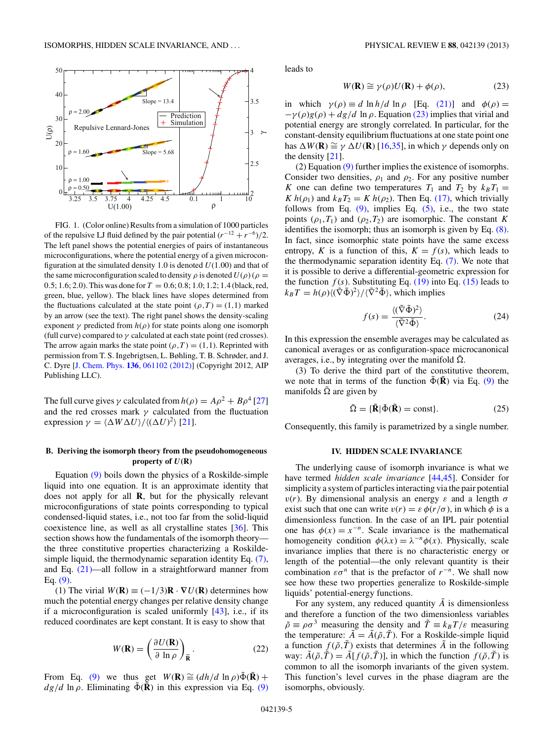FIG. 1. (Color online) Results from a simulation of 1000 particles of the repulsive LJ fluid defined by the pair potential $(r^{-12}+r^{-6})/2$. The left panel shows the potential energies of pairs of instantaneous microconfigurations, where the potential energy of a given microconfiguration at the simulated density 1.0 is denoted $U(1.00)$ and that of the same microconfiguration scaled to density $\rho$ is denoted $U(\rho)$ ($\rho = 0.5; 1.6; 2.0$). This was done for $T = 0.6; 0.8; 1.0; 1.2; 1.4$ (black, red, green, blue, yellow). The black lines have slopes determined from the fluctuations calculated at the state point $(\rho,T) = (1,1)$ marked by an arrow (see the text). The right panel shows the density-scaling exponent $\gamma$ predicted from $h(\rho)$ for state points along one isomorph (full curve) compared to $\gamma$ calculated at each state point (red crosses). The arrow again marks the state point $(\rho,T) = (1,1)$. Reprinted with permission from T. S. Ingebrigtsen, L. Bøhling, T. B. Schrøder, and J. C. Dyre [J. Chem. Phys. **136**, 061102 (2012)] (Copyright 2012, AIP Publishing LLC).

The full curve gives $\gamma$ calculated from $h(\rho) = A\rho^2 + B\rho^4$ [27] and the red crosses mark $\gamma$ calculated from the fluctuation expression $\gamma = \langle \Delta W \Delta U\rangle / \langle (\Delta U)^2\rangle$ [21].

### B. Deriving the isomorph theory from the pseudohomogeneous property of $U(\mathbf{R})$

Equation (9) boils down the physics of a Roskilde-simple liquid into one equation. It is an approximate identity that does not apply for all $\mathbf{R}$, but for the physically relevant microconfigurations of state points corresponding to typical condensed-liquid states, i.e., not too far from the solid-liquid coexistence line, as well as all crystalline states [36]. This section shows how the fundamentals of the isomorph theory—the three constitutive properties characterizing a Roskilde-simple liquid, the thermodynamic separation identity Eq. (7), and Eq. (21)—all follow in a straightforward manner from Eq. (9).

(1) The virial $W(\mathbf{R}) \equiv (-1/3)\mathbf{R}\cdot\nabla U(\mathbf{R})$ determines how much the potential energy changes per relative density change if a microconfiguration is scaled uniformly [43], i.e., if its reduced coordinates are kept constant. It is easy to show that

$$W(\mathbf{R}) = \left(\frac{\partial U(\mathbf{R})}{\partial \ln \rho}\right)_{\tilde{\mathbf{R}}}. \tag{22}$$

From Eq. (9) we thus get $W(\mathbf{R}) \cong (dh/d\ln\rho)\tilde{\Phi}(\tilde{\mathbf{R}}) + dg/d\ln\rho$. Eliminating $\tilde{\Phi}(\tilde{\mathbf{R}})$ in this expression via Eq. (9) leads to

$$W(\mathbf{R}) \cong \gamma(\rho) U(\mathbf{R}) + \phi(\rho), \tag{23}$$

in which $\gamma(\rho) \equiv d\ln h/d\ln\rho$ [Eq. (21)] and $\phi(\rho) = -\gamma(\rho)g(\rho) + dg/d\ln\rho$. Equation (23) implies that virial and potential energy are strongly correlated. In particular, for the constant-density equilibrium fluctuations at one state point one has $\Delta W(\mathbf{R}) \cong \gamma\,\Delta U(\mathbf{R})$ [16,35], in which $\gamma$ depends only on the density [21].

(2) Equation (9) further implies the existence of isomorphs. Consider two densities, $\rho_1$ and $\rho_2$. For any positive number $K$ one can define two temperatures $T_1$ and $T_2$ by $k_B T_1 = K\,h(\rho_1)$ and $k_B T_2 = K\,h(\rho_2)$. Then Eq. (17), which trivially follows from Eq. (9), implies Eq. (5), i.e., the two state points $(\rho_1,T_1)$ and $(\rho_2,T_2)$ are isomorphic. The constant $K$ identifies the isomorph; thus an isomorph is given by Eq. (8). In fact, since isomorphic state points have the same excess entropy, $K$ is a function of this, $K = f(s)$, which leads to the thermodynamic separation identity Eq. (7). We note that it is possible to derive a differential-geometric expression for the function $f(s)$. Substituting Eq. (19) into Eq. (15) leads to $k_B T = h(\rho)\langle(\tilde{\nabla}\tilde{\Phi})^2\rangle/\langle\tilde{\nabla}^2\tilde{\Phi}\rangle$, which implies

$$f(s) = \frac{\langle(\tilde{\nabla}\tilde{\Phi})^2\rangle}{\langle\tilde{\nabla}^2\tilde{\Phi}\rangle}. \tag{24}$$

In this expression the ensemble averages may be calculated as canonical averages or as configuration-space microcanonical averages, i.e., by integrating over the manifold $\tilde{\Omega}$.

(3) To derive the third part of the constitutive theorem, we note that in terms of the function $\tilde{\Phi}(\tilde{\mathbf{R}})$ via Eq. (9) the manifolds $\tilde{\Omega}$ are given by

$$\tilde{\Omega} = \{\tilde{\mathbf{R}} \mid \tilde{\Phi}(\tilde{\mathbf{R}}) = \text{const}\}. \tag{25}$$

Consequently, this family is parametrized by a single number.

## IV. HIDDEN SCALE INVARIANCE

The underlying cause of isomorph invariance is what we have termed *hidden scale invariance* [44,45]. Consider for simplicity a system of particles interacting via the pair potential $v(r)$. By dimensional analysis an energy $\varepsilon$ and a length $\sigma$ exist such that one can write $v(r) = \varepsilon\,\phi(r/\sigma)$, in which $\phi$ is a dimensionless function. In the case of an IPL pair potential one has $\phi(x) = x^{-n}$. Scale invariance is the mathematical homogeneity condition $\phi(\lambda x) = \lambda^{-n}\phi(x)$. Physically, scale invariance implies that there is no characteristic energy or length of the potential—the only relevant quantity is their combination $\varepsilon\sigma^n$ that is the prefactor of $r^{-n}$. We shall now see how these two properties generalize to Roskilde-simple liquids' potential-energy functions.

For any system, any reduced quantity $\tilde{A}$ is dimensionless and therefore a function of the two dimensionless variables $\tilde{\rho} \equiv \rho\sigma^3$ measuring the density and $\tilde{T} \equiv k_B T/\varepsilon$ measuring the temperature: $\tilde{A} = \tilde{A}(\tilde{\rho},\tilde{T})$. For a Roskilde-simple liquid a function $f(\tilde{\rho},\tilde{T})$ exists that determines $\tilde{A}$ in the following way: $\tilde{A}(\tilde{\rho},\tilde{T}) = \tilde{A}[f(\tilde{\rho},\tilde{T})]$, in which the function $f(\tilde{\rho},\tilde{T})$ is common to all the isomorph invariants of the given system. This function's level curves in the phase diagram are the isomorphs, obviously.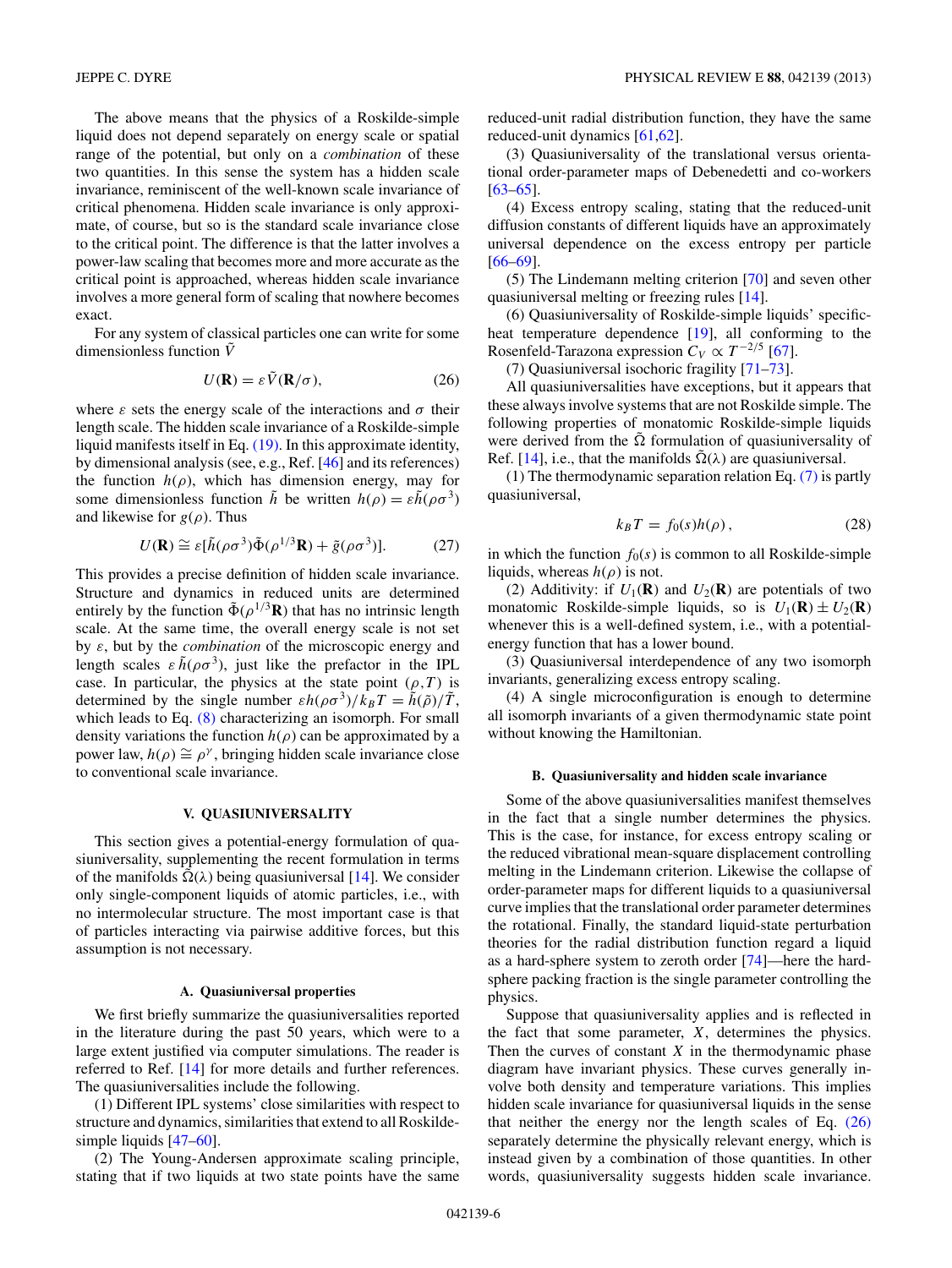The above means that the physics of a Roskilde-simple liquid does not depend separately on energy scale or spatial range of the potential, but only on a *combination* of these two quantities. In this sense the system has a hidden scale invariance, reminiscent of the well-known scale invariance of critical phenomena. Hidden scale invariance is only approximate, of course, but so is the standard scale invariance close to the critical point. The difference is that the latter involves a power-law scaling that becomes more and more accurate as the critical point is approached, whereas hidden scale invariance involves a more general form of scaling that nowhere becomes exact.

For any system of classical particles one can write for some dimensionless function $\tilde{V}$

$$U(\mathbf{R}) = \varepsilon \tilde{V}(\mathbf{R}/\sigma), \tag{26}$$

where $\varepsilon$ sets the energy scale of the interactions and $\sigma$ their length scale. The hidden scale invariance of a Roskilde-simple liquid manifests itself in Eq. (19). In this approximate identity, by dimensional analysis (see, e.g., Ref. [46] and its references) the function $h(\rho)$, which has dimension energy, may for some dimensionless function $\tilde{h}$ be written $h(\rho) = \varepsilon\tilde{h}(\rho\sigma^3)$ and likewise for $g(\rho)$. Thus

$$U(\mathbf{R}) \cong \varepsilon[\tilde{h}(\rho\sigma^3)\tilde{\Phi}(\rho^{1/3}\mathbf{R}) + \tilde{g}(\rho\sigma^3)]. \tag{27}$$

This provides a precise definition of hidden scale invariance. Structure and dynamics in reduced units are determined entirely by the function $\tilde{\Phi}(\rho^{1/3}\mathbf{R})$ that has no intrinsic length scale. At the same time, the overall energy scale is not set by $\varepsilon$, but by the *combination* of the microscopic energy and length scales $\varepsilon\,\tilde{h}(\rho\sigma^3)$, just like the prefactor in the IPL case. In particular, the physics at the state point $(\rho,T)$ is determined by the single number $\varepsilon h(\rho\sigma^3)/k_BT = \tilde{h}(\tilde{\rho})/\tilde{T}$, which leads to Eq. (8) characterizing an isomorph. For small density variations the function $h(\rho)$ can be approximated by a power law, $h(\rho) \cong \rho^{\gamma}$, bringing hidden scale invariance close to conventional scale invariance.

## V. QUASIUNIVERSALITY

This section gives a potential-energy formulation of quasiuniversality, supplementing the recent formulation in terms of the manifolds $\tilde{\Omega}(\lambda)$ being quasiuniversal [14]. We consider only single-component liquids of atomic particles, i.e., with no intermolecular structure. The most important case is that of particles interacting via pairwise additive forces, but this assumption is not necessary.

### A. Quasiuniversal properties

We first briefly summarize the quasiuniversalities reported in the literature during the past 50 years, which were to a large extent justified via computer simulations. The reader is referred to Ref. [14] for more details and further references. The quasiuniversalities include the following.

(1) Different IPL systems' close similarities with respect to structure and dynamics, similarities that extend to all Roskilde-simple liquids [47–60].

(2) The Young-Andersen approximate scaling principle, stating that if two liquids at two state points have the same reduced-unit radial distribution function, they have the same reduced-unit dynamics [61,62].

(3) Quasiuniversality of the translational versus orientational order-parameter maps of Debenedetti and co-workers [63–65].

(4) Excess entropy scaling, stating that the reduced-unit diffusion constants of different liquids have an approximately universal dependence on the excess entropy per particle [66–69].

(5) The Lindemann melting criterion [70] and seven other quasiuniversal melting or freezing rules [14].

(6) Quasiuniversality of Roskilde-simple liquids' specific-heat temperature dependence [19], all conforming to the Rosenfeld-Tarazona expression $C_V \propto T^{-2/5}$ [67].

(7) Quasiuniversal isochoric fragility [71–73].

All quasiuniversalities have exceptions, but it appears that these always involve systems that are not Roskilde simple. The following properties of monatomic Roskilde-simple liquids were derived from the $\tilde{\Omega}$ formulation of quasiuniversality of Ref. [14], i.e., that the manifolds $\tilde{\Omega}(\lambda)$ are quasiuniversal.

(1) The thermodynamic separation relation Eq. (7) is partly quasiuniversal,

$$k_BT = f_0(s)h(\rho)\,, \tag{28}$$

in which the function $f_0(s)$ is common to all Roskilde-simple liquids, whereas $h(\rho)$ is not.

(2) Additivity: if $U_1(\mathbf{R})$ and $U_2(\mathbf{R})$ are potentials of two monatomic Roskilde-simple liquids, so is $U_1(\mathbf{R}) \pm U_2(\mathbf{R})$ whenever this is a well-defined system, i.e., with a potential-energy function that has a lower bound.

(3) Quasiuniversal interdependence of any two isomorph invariants, generalizing excess entropy scaling.

(4) A single microconfiguration is enough to determine all isomorph invariants of a given thermodynamic state point without knowing the Hamiltonian.

### B. Quasiuniversality and hidden scale invariance

Some of the above quasiuniversalities manifest themselves in the fact that a single number determines the physics. This is the case, for instance, for excess entropy scaling or the reduced vibrational mean-square displacement controlling melting in the Lindemann criterion. Likewise the collapse of order-parameter maps for different liquids to a quasiuniversal curve implies that the translational order parameter determines the rotational. Finally, the standard liquid-state perturbation theories for the radial distribution function regard a liquid as a hard-sphere system to zeroth order [74]—here the hard-sphere packing fraction is the single parameter controlling the physics.

Suppose that quasiuniversality applies and is reflected in the fact that some parameter, $X$, determines the physics. Then the curves of constant $X$ in the thermodynamic phase diagram have invariant physics. These curves generally involve both density and temperature variations. This implies hidden scale invariance for quasiuniversal liquids in the sense that neither the energy nor the length scales of Eq. (26) separately determine the physically relevant energy, which is instead given by a combination of those quantities. In other words, quasiuniversality suggests hidden scale invariance.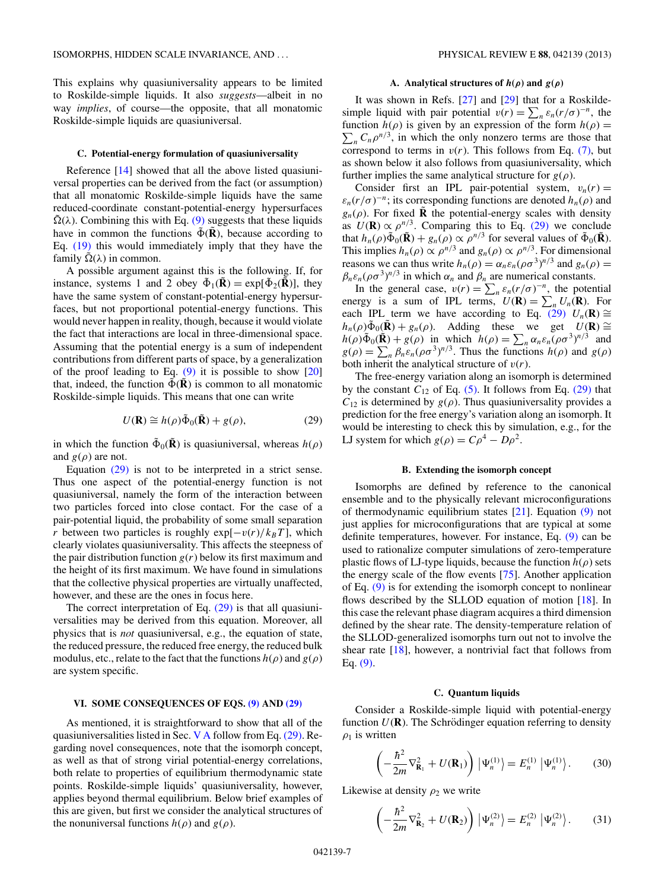This explains why quasiuniversality appears to be limited to Roskilde-simple liquids. It also *suggests*—albeit in no way *implies*, of course—the opposite, that all monatomic Roskilde-simple liquids are quasiuniversal.

### C. Potential-energy formulation of quasiuniversality

Reference [14] showed that all the above listed quasiuniversal properties can be derived from the fact (or assumption) that all monatomic Roskilde-simple liquids have the same reduced-coordinate constant-potential-energy hypersurfaces $\tilde{\Omega}(\lambda)$. Combining this with Eq. (9) suggests that these liquids have in common the functions $\tilde{\Phi}(\tilde{\mathbf{R}})$, because according to Eq. (19) this would immediately imply that they have the family $\tilde{\Omega}(\lambda)$ in common.

A possible argument against this is the following. If, for instance, systems 1 and 2 obey $\tilde{\Phi}_1(\tilde{\mathbf{R}}) = \exp[\tilde{\Phi}_2(\tilde{\mathbf{R}})]$, they have the same system of constant-potential-energy hypersurfaces, but not proportional potential-energy functions. This would never happen in reality, though, because it would violate the fact that interactions are local in three-dimensional space. Assuming that the potential energy is a sum of independent contributions from different parts of space, by a generalization of the proof leading to Eq. (9) it is possible to show [20] that, indeed, the function $\tilde{\Phi}(\tilde{\mathbf{R}})$ is common to all monatomic Roskilde-simple liquids. This means that one can write

$$U(\mathbf{R}) \cong h(\rho)\tilde{\Phi}_0(\tilde{\mathbf{R}}) + g(\rho), \tag{29}$$

in which the function $\tilde{\Phi}_0(\tilde{\mathbf{R}})$ is quasiuniversal, whereas $h(\rho)$ and $g(\rho)$ are not.

Equation (29) is not to be interpreted in a strict sense. Thus one aspect of the potential-energy function is not quasiuniversal, namely the form of the interaction between two particles forced into close contact. For the case of a pair-potential liquid, the probability of some small separation $r$ between two particles is roughly $\exp[-v(r)/k_BT]$, which clearly violates quasiuniversality. This affects the steepness of the pair distribution function $g(r)$ below its first maximum and the height of its first maximum. We have found in simulations that the collective physical properties are virtually unaffected, however, and these are the ones in focus here.

The correct interpretation of Eq. (29) is that all quasiuniversalities may be derived from this equation. Moreover, all physics that is *not* quasiuniversal, e.g., the equation of state, the reduced pressure, the reduced free energy, the reduced bulk modulus, etc., relate to the fact that the functions $h(\rho)$ and $g(\rho)$ are system specific.

## VI. SOME CONSEQUENCES OF EQS. (9) AND (29)

As mentioned, it is straightforward to show that all of the quasiuniversalities listed in Sec. V A follow from Eq. (29). Regarding novel consequences, note that the isomorph concept, as well as that of strong virial potential-energy correlations, both relate to properties of equilibrium thermodynamic state points. Roskilde-simple liquids' quasiuniversality, however, applies beyond thermal equilibrium. Below brief examples of this are given, but first we consider the analytical structures of the nonuniversal functions $h(\rho)$ and $g(\rho)$.

### A. Analytical structures of $h(\rho)$ and $g(\rho)$

It was shown in Refs. [27] and [29] that for a Roskilde-simple liquid with pair potential $v(r) = \sum_n \varepsilon_n (r/\sigma)^{-n}$, the function $h(\rho)$ is given by an expression of the form $h(\rho) = \sum_n C_n \rho^{n/3}$, in which the only nonzero terms are those that correspond to terms in $v(r)$. This follows from Eq. (7), but as shown below it also follows from quasiuniversality, which further implies the same analytical structure for $g(\rho)$.

Consider first an IPL pair-potential system, $v_n(r) = \varepsilon_n (r/\sigma)^{-n}$; its corresponding functions are denoted $h_n(\rho)$ and $g_n(\rho)$. For fixed $\tilde{\mathbf{R}}$ the potential-energy scales with density as $U(\mathbf{R}) \propto \rho^{n/3}$. Comparing this to Eq. (29) we conclude that $h_n(\rho)\tilde{\Phi}_0(\tilde{\mathbf{R}}) + g_n(\rho) \propto \rho^{n/3}$ for several values of $\tilde{\Phi}_0(\tilde{\mathbf{R}})$. This implies $h_n(\rho) \propto \rho^{n/3}$ and $g_n(\rho) \propto \rho^{n/3}$. For dimensional reasons we can thus write $h_n(\rho) = \alpha_n \varepsilon_n (\rho\sigma^3)^{n/3}$ and $g_n(\rho) = \beta_n \varepsilon_n (\rho\sigma^3)^{n/3}$ in which $\alpha_n$ and $\beta_n$ are numerical constants.

In the general case, $v(r) = \sum_n \varepsilon_n (r/\sigma)^{-n}$, the potential energy is a sum of IPL terms, $U(\mathbf{R}) = \sum_n U_n(\mathbf{R})$. For each IPL term we have according to Eq. (29) $U_n(\mathbf{R}) \cong h_n(\rho)\tilde{\Phi}_0(\tilde{\mathbf{R}}) + g_n(\rho)$. Adding these we get $U(\mathbf{R}) \cong h(\rho)\tilde{\Phi}_0(\tilde{\mathbf{R}}) + g(\rho)$ in which $h(\rho) = \sum_n \alpha_n \varepsilon_n (\rho\sigma^3)^{n/3}$ and $g(\rho) = \sum_n \beta_n \varepsilon_n (\rho\sigma^3)^{n/3}$. Thus the functions $h(\rho)$ and $g(\rho)$ both inherit the analytical structure of $v(r)$.

The free-energy variation along an isomorph is determined by the constant $C_{12}$ of Eq. (5). It follows from Eq. (29) that $C_{12}$ is determined by $g(\rho)$. Thus quasiuniversality provides a prediction for the free energy's variation along an isomorph. It would be interesting to check this by simulation, e.g., for the LJ system for which $g(\rho) = C\rho^4 - D\rho^2$.

### B. Extending the isomorph concept

Isomorphs are defined by reference to the canonical ensemble and to the physically relevant microconfigurations of thermodynamic equilibrium states [21]. Equation (9) not just applies for microconfigurations that are typical at some definite temperatures, however. For instance, Eq. (9) can be used to rationalize computer simulations of zero-temperature plastic flows of LJ-type liquids, because the function $h(\rho)$ sets the energy scale of the flow events [75]. Another application of Eq. (9) is for extending the isomorph concept to nonlinear flows described by the SLLOD equation of motion [18]. In this case the relevant phase diagram acquires a third dimension defined by the shear rate. The density-temperature relation of the SLLOD-generalized isomorphs turn out not to involve the shear rate [18], however, a nontrivial fact that follows from Eq. (9).

### C. Quantum liquids

Consider a Roskilde-simple liquid with potential-energy function $U(\mathbf{R})$. The Schrödinger equation referring to density $\rho_1$ is written

$$\left(-\frac{\hbar^2}{2m}\nabla^2_{\mathbf{R}_1} + U(\mathbf{R}_1)\right)\left|\Psi_n^{(1)}\right\rangle = E_n^{(1)}\left|\Psi_n^{(1)}\right\rangle. \tag{30}$$

Likewise at density $\rho_2$ we write

$$\left(-\frac{\hbar^2}{2m}\nabla^2_{\mathbf{R}_2} + U(\mathbf{R}_2)\right)\left|\Psi_n^{(2)}\right\rangle = E_n^{(2)}\left|\Psi_n^{(2)}\right\rangle. \tag{31}$$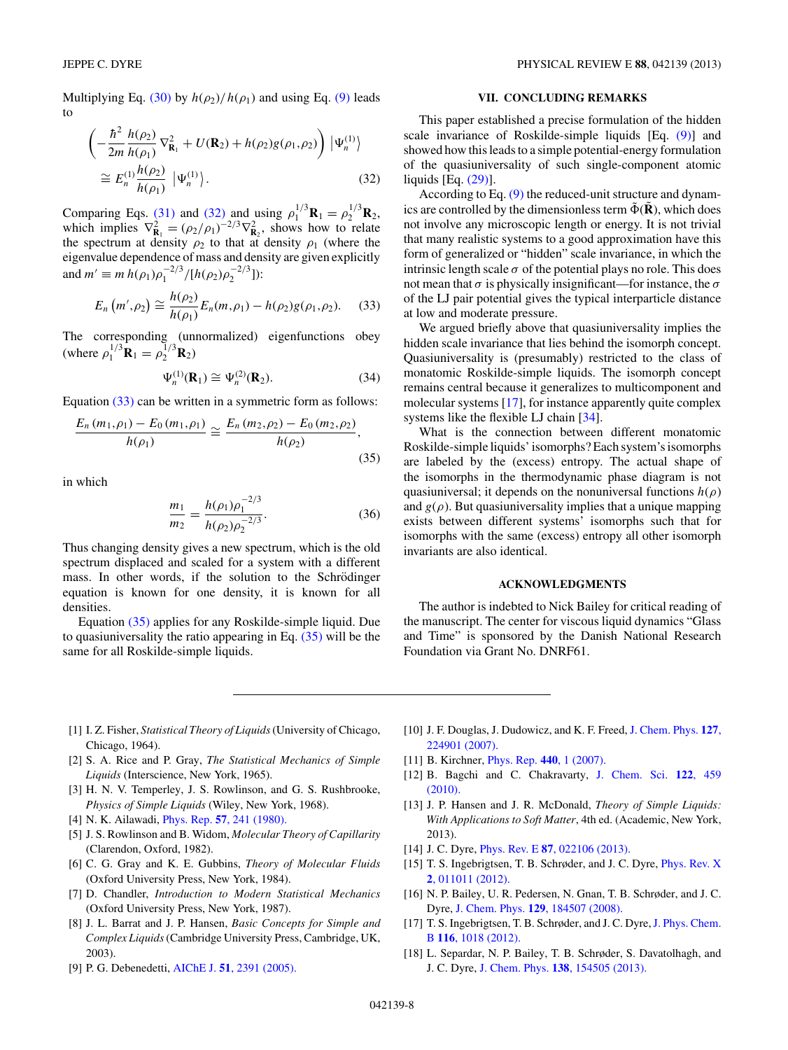Multiplying Eq. (30) by $h(\rho_2)/h(\rho_1)$ and using Eq. (9) leads to

$$\left(-\frac{\hbar^2}{2m}\frac{h(\rho_2)}{h(\rho_1)}\nabla^2_{\mathbf{R}_1} + U(\mathbf{R}_2) + h(\rho_2)g(\rho_1,\rho_2)\right)\left|\Psi_n^{(1)}\right\rangle \cong E_n^{(1)}\frac{h(\rho_2)}{h(\rho_1)}\left|\Psi_n^{(1)}\right\rangle. \tag{32}$$

Comparing Eqs. (31) and (32) and using $\rho_1^{1/3}\mathbf{R}_1 = \rho_2^{1/3}\mathbf{R}_2$, which implies $\nabla^2_{\mathbf{R}_1} = (\rho_2/\rho_1)^{-2/3}\nabla^2_{\mathbf{R}_2}$, shows how to relate the spectrum at density $\rho_2$ to that at density $\rho_1$ (where the eigenvalue dependence of mass and density are given explicitly and $m' \equiv m\,h(\rho_1)\rho_1^{-2/3}/[h(\rho_2)\rho_2^{-2/3}]$):

$$E_n\left(m',\rho_2\right) \cong \frac{h(\rho_2)}{h(\rho_1)}E_n(m,\rho_1) - h(\rho_2)g(\rho_1,\rho_2). \tag{33}$$

The corresponding (unnormalized) eigenfunctions obey (where $\rho_1^{1/3}\mathbf{R}_1 = \rho_2^{1/3}\mathbf{R}_2$)

$$\Psi_n^{(1)}(\mathbf{R}_1) \cong \Psi_n^{(2)}(\mathbf{R}_2). \tag{34}$$

Equation (33) can be written in a symmetric form as follows:

$$\frac{E_n\left(m_1,\rho_1\right) - E_0\left(m_1,\rho_1\right)}{h(\rho_1)} \cong \frac{E_n\left(m_2,\rho_2\right) - E_0\left(m_2,\rho_2\right)}{h(\rho_2)}, \tag{35}$$

in which

$$\frac{m_1}{m_2} = \frac{h(\rho_1)\rho_1^{-2/3}}{h(\rho_2)\rho_2^{-2/3}}. \tag{36}$$

Thus changing density gives a new spectrum, which is the old spectrum displaced and scaled for a system with a different mass. In other words, if the solution to the Schrödinger equation is known for one density, it is known for all densities.

Equation (35) applies for any Roskilde-simple liquid. Due to quasiuniversality the ratio appearing in Eq. (35) will be the same for all Roskilde-simple liquids.

## VII. CONCLUDING REMARKS

This paper established a precise formulation of the hidden scale invariance of Roskilde-simple liquids [Eq. (9)] and showed how this leads to a simple potential-energy formulation of the quasiuniversality of such single-component atomic liquids [Eq. (29)].

According to Eq. (9) the reduced-unit structure and dynamics are controlled by the dimensionless term $\tilde{\Phi}(\tilde{\mathbf{R}})$, which does not involve any microscopic length or energy. It is not trivial that many realistic systems to a good approximation have this form of generalized or "hidden" scale invariance, in which the intrinsic length scale $\sigma$ of the potential plays no role. This does not mean that $\sigma$ is physically insignificant—for instance, the $\sigma$ of the LJ pair potential gives the typical interparticle distance at low and moderate pressure.

We argued briefly above that quasiuniversality implies the hidden scale invariance that lies behind the isomorph concept. Quasiuniversality is (presumably) restricted to the class of monatomic Roskilde-simple liquids. The isomorph concept remains central because it generalizes to multicomponent and molecular systems [17], for instance apparently quite complex systems like the flexible LJ chain [34].

What is the connection between different monatomic Roskilde-simple liquids' isomorphs? Each system's isomorphs are labeled by the (excess) entropy. The actual shape of the isomorphs in the thermodynamic phase diagram is not quasiuniversal; it depends on the nonuniversal functions $h(\rho)$ and $g(\rho)$. But quasiuniversality implies that a unique mapping exists between different systems' isomorphs such that for isomorphs with the same (excess) entropy all other isomorph invariants are also identical.

## ACKNOWLEDGMENTS

The author is indebted to Nick Bailey for critical reading of the manuscript. The center for viscous liquid dynamics "Glass and Time" is sponsored by the Danish National Research Foundation via Grant No. DNRF61.

[1] I. Z. Fisher, *Statistical Theory of Liquids* (University of Chicago, Chicago, 1964).

[2] S. A. Rice and P. Gray, *The Statistical Mechanics of Simple Liquids* (Interscience, New York, 1965).

[3] H. N. V. Temperley, J. S. Rowlinson, and G. S. Rushbrooke, *Physics of Simple Liquids* (Wiley, New York, 1968).

[4] N. K. Ailawadi, Phys. Rep. **57**, 241 (1980).

[5] J. S. Rowlinson and B. Widom, *Molecular Theory of Capillarity* (Clarendon, Oxford, 1982).

[6] C. G. Gray and K. E. Gubbins, *Theory of Molecular Fluids* (Oxford University Press, New York, 1984).

[7] D. Chandler, *Introduction to Modern Statistical Mechanics* (Oxford University Press, New York, 1987).

[8] J. L. Barrat and J. P. Hansen, *Basic Concepts for Simple and Complex Liquids* (Cambridge University Press, Cambridge, UK, 2003).

[9] P. G. Debenedetti, AIChE J. **51**, 2391 (2005).

[10] J. F. Douglas, J. Dudowicz, and K. F. Freed, J. Chem. Phys. **127**, 224901 (2007).

[11] B. Kirchner, Phys. Rep. **440**, 1 (2007).

[12] B. Bagchi and C. Chakravarty, J. Chem. Sci. **122**, 459 (2010).

[13] J. P. Hansen and J. R. McDonald, *Theory of Simple Liquids: With Applications to Soft Matter*, 4th ed. (Academic, New York, 2013).

[14] J. C. Dyre, Phys. Rev. E **87**, 022106 (2013).

[15] T. S. Ingebrigtsen, T. B. Schrøder, and J. C. Dyre, Phys. Rev. X **2**, 011011 (2012).

[16] N. P. Bailey, U. R. Pedersen, N. Gnan, T. B. Schrøder, and J. C. Dyre, J. Chem. Phys. **129**, 184507 (2008).

[17] T. S. Ingebrigtsen, T. B. Schrøder, and J. C. Dyre, J. Phys. Chem. B **116**, 1018 (2012).

[18] L. Separdar, N. P. Bailey, T. B. Schrøder, S. Davatolhagh, and J. C. Dyre, J. Chem. Phys. **138**, 154505 (2013).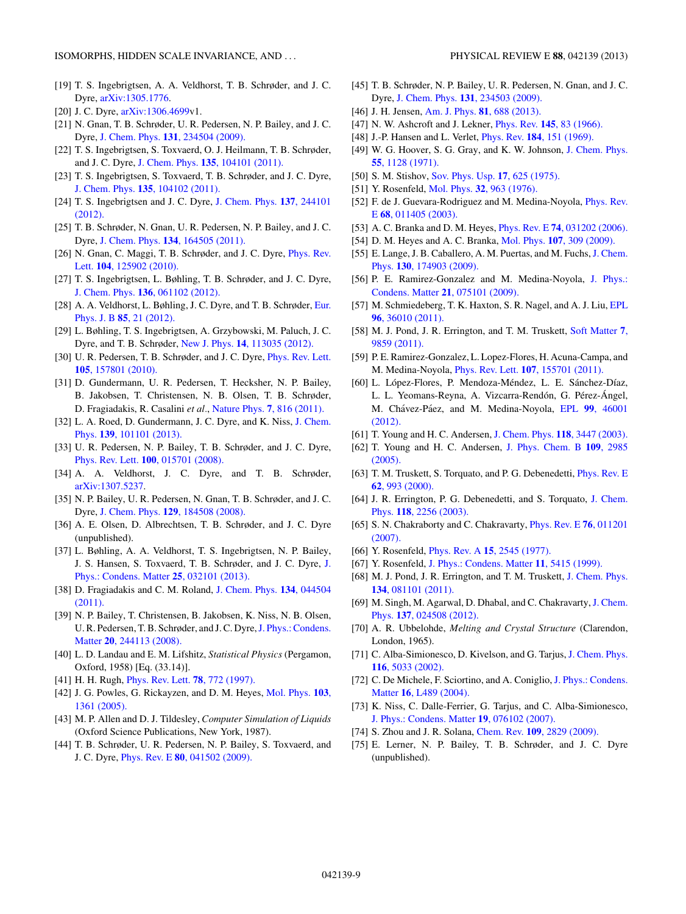[19] T. S. Ingebrigtsen, A. A. Veldhorst, T. B. Schrøder, and J. C. Dyre, arXiv:1305.1776.

[20] J. C. Dyre, arXiv:1306.4699v1.

[21] N. Gnan, T. B. Schrøder, U. R. Pedersen, N. P. Bailey, and J. C. Dyre, J. Chem. Phys. **131**, 234504 (2009).

[22] T. S. Ingebrigtsen, S. Toxvaerd, O. J. Heilmann, T. B. Schrøder, and J. C. Dyre, J. Chem. Phys. **135**, 104101 (2011).

[23] T. S. Ingebrigtsen, S. Toxvaerd, T. B. Schrøder, and J. C. Dyre, J. Chem. Phys. **135**, 104102 (2011).

[24] T. S. Ingebrigtsen and J. C. Dyre, J. Chem. Phys. **137**, 244101 (2012).

[25] T. B. Schrøder, N. Gnan, U. R. Pedersen, N. P. Bailey, and J. C. Dyre, J. Chem. Phys. **134**, 164505 (2011).

[26] N. Gnan, C. Maggi, T. B. Schrøder, and J. C. Dyre, Phys. Rev. Lett. **104**, 125902 (2010).

[27] T. S. Ingebrigtsen, L. Bøhling, T. B. Schrøder, and J. C. Dyre, J. Chem. Phys. **136**, 061102 (2012).

[28] A. A. Veldhorst, L. Bøhling, J. C. Dyre, and T. B. Schrøder, Eur. Phys. J. B **85**, 21 (2012).

[29] L. Bøhling, T. S. Ingebrigtsen, A. Grzybowski, M. Paluch, J. C. Dyre, and T. B. Schrøder, New J. Phys. **14**, 113035 (2012).

[30] U. R. Pedersen, T. B. Schrøder, and J. C. Dyre, Phys. Rev. Lett. **105**, 157801 (2010).

[31] D. Gundermann, U. R. Pedersen, T. Hecksher, N. P. Bailey, B. Jakobsen, T. Christensen, N. B. Olsen, T. B. Schrøder, D. Fragiadakis, R. Casalini *et al.*, Nature Phys. **7**, 816 (2011).

[32] L. A. Roed, D. Gundermann, J. C. Dyre, and K. Niss, J. Chem. Phys. **139**, 101101 (2013).

[33] U. R. Pedersen, N. P. Bailey, T. B. Schrøder, and J. C. Dyre, Phys. Rev. Lett. **100**, 015701 (2008).

[34] A. A. Veldhorst, J. C. Dyre, and T. B. Schrøder, arXiv:1307.5237.

[35] N. P. Bailey, U. R. Pedersen, N. Gnan, T. B. Schrøder, and J. C. Dyre, J. Chem. Phys. **129**, 184508 (2008).

[36] A. E. Olsen, D. Albrechtsen, T. B. Schrøder, and J. C. Dyre (unpublished).

[37] L. Bøhling, A. A. Veldhorst, T. S. Ingebrigtsen, N. P. Bailey, J. S. Hansen, S. Toxvaerd, T. B. Schrøder, and J. C. Dyre, J. Phys.: Condens. Matter **25**, 032101 (2013).

[38] D. Fragiadakis and C. M. Roland, J. Chem. Phys. **134**, 044504 (2011).

[39] N. P. Bailey, T. Christensen, B. Jakobsen, K. Niss, N. B. Olsen, U. R. Pedersen, T. B. Schrøder, and J. C. Dyre, J. Phys.: Condens. Matter **20**, 244113 (2008).

[40] L. D. Landau and E. M. Lifshitz, *Statistical Physics* (Pergamon, Oxford, 1958) [Eq. (33.14)].

[41] H. H. Rugh, Phys. Rev. Lett. **78**, 772 (1997).

[42] J. G. Powles, G. Rickayzen, and D. M. Heyes, Mol. Phys. **103**, 1361 (2005).

[43] M. P. Allen and D. J. Tildesley, *Computer Simulation of Liquids* (Oxford Science Publications, New York, 1987).

[44] T. B. Schrøder, U. R. Pedersen, N. P. Bailey, S. Toxvaerd, and J. C. Dyre, Phys. Rev. E **80**, 041502 (2009).

[45] T. B. Schrøder, N. P. Bailey, U. R. Pedersen, N. Gnan, and J. C. Dyre, J. Chem. Phys. **131**, 234503 (2009).

[46] J. H. Jensen, Am. J. Phys. **81**, 688 (2013).

[47] N. W. Ashcroft and J. Lekner, Phys. Rev. **145**, 83 (1966).

[48] J.-P. Hansen and L. Verlet, Phys. Rev. **184**, 151 (1969).

[49] W. G. Hoover, S. G. Gray, and K. W. Johnson, J. Chem. Phys. **55**, 1128 (1971).

[50] S. M. Stishov, Sov. Phys. Usp. **17**, 625 (1975).

[51] Y. Rosenfeld, Mol. Phys. **32**, 963 (1976).

[52] F. de J. Guevara-Rodriguez and M. Medina-Noyola, Phys. Rev. E **68**, 011405 (2003).

[53] A. C. Branka and D. M. Heyes, Phys. Rev. E **74**, 031202 (2006).

[54] D. M. Heyes and A. C. Branka, Mol. Phys. **107**, 309 (2009).

[55] E. Lange, J. B. Caballero, A. M. Puertas, and M. Fuchs, J. Chem. Phys. **130**, 174903 (2009).

[56] P. E. Ramirez-Gonzalez and M. Medina-Noyola, J. Phys.: Condens. Matter **21**, 075101 (2009).

[57] M. Schmiedeberg, T. K. Haxton, S. R. Nagel, and A. J. Liu, EPL **96**, 36010 (2011).

[58] M. J. Pond, J. R. Errington, and T. M. Truskett, Soft Matter **7**, 9859 (2011).

[59] P. E. Ramirez-Gonzalez, L. Lopez-Flores, H. Acuna-Campa, and M. Medina-Noyola, Phys. Rev. Lett. **107**, 155701 (2011).

[60] L. López-Flores, P. Mendoza-Méndez, L. E. Sánchez-Díaz, L. L. Yeomans-Reyna, A. Vizcarra-Rendón, G. Pérez-Ángel, M. Chávez-Páez, and M. Medina-Noyola, EPL **99**, 46001 (2012).

[61] T. Young and H. C. Andersen, J. Chem. Phys. **118**, 3447 (2003).

[62] T. Young and H. C. Andersen, J. Phys. Chem. B **109**, 2985 (2005).

[63] T. M. Truskett, S. Torquato, and P. G. Debenedetti, Phys. Rev. E **62**, 993 (2000).

[64] J. R. Errington, P. G. Debenedetti, and S. Torquato, J. Chem. Phys. **118**, 2256 (2003).

[65] S. N. Chakraborty and C. Chakravarty, Phys. Rev. E **76**, 011201 (2007).

[66] Y. Rosenfeld, Phys. Rev. A **15**, 2545 (1977).

[67] Y. Rosenfeld, J. Phys.: Condens. Matter **11**, 5415 (1999).

[68] M. J. Pond, J. R. Errington, and T. M. Truskett, J. Chem. Phys. **134**, 081101 (2011).

[69] M. Singh, M. Agarwal, D. Dhabal, and C. Chakravarty, J. Chem. Phys. **137**, 024508 (2012).

[70] A. R. Ubbelohde, *Melting and Crystal Structure* (Clarendon, London, 1965).

[71] C. Alba-Simionesco, D. Kivelson, and G. Tarjus, J. Chem. Phys. **116**, 5033 (2002).

[72] C. De Michele, F. Sciortino, and A. Coniglio, J. Phys.: Condens. Matter **16**, L489 (2004).

[73] K. Niss, C. Dalle-Ferrier, G. Tarjus, and C. Alba-Simionesco, J. Phys.: Condens. Matter **19**, 076102 (2007).

[74] S. Zhou and J. R. Solana, Chem. Rev. **109**, 2829 (2009).

[75] E. Lerner, N. P. Bailey, T. B. Schrøder, and J. C. Dyre (unpublished).